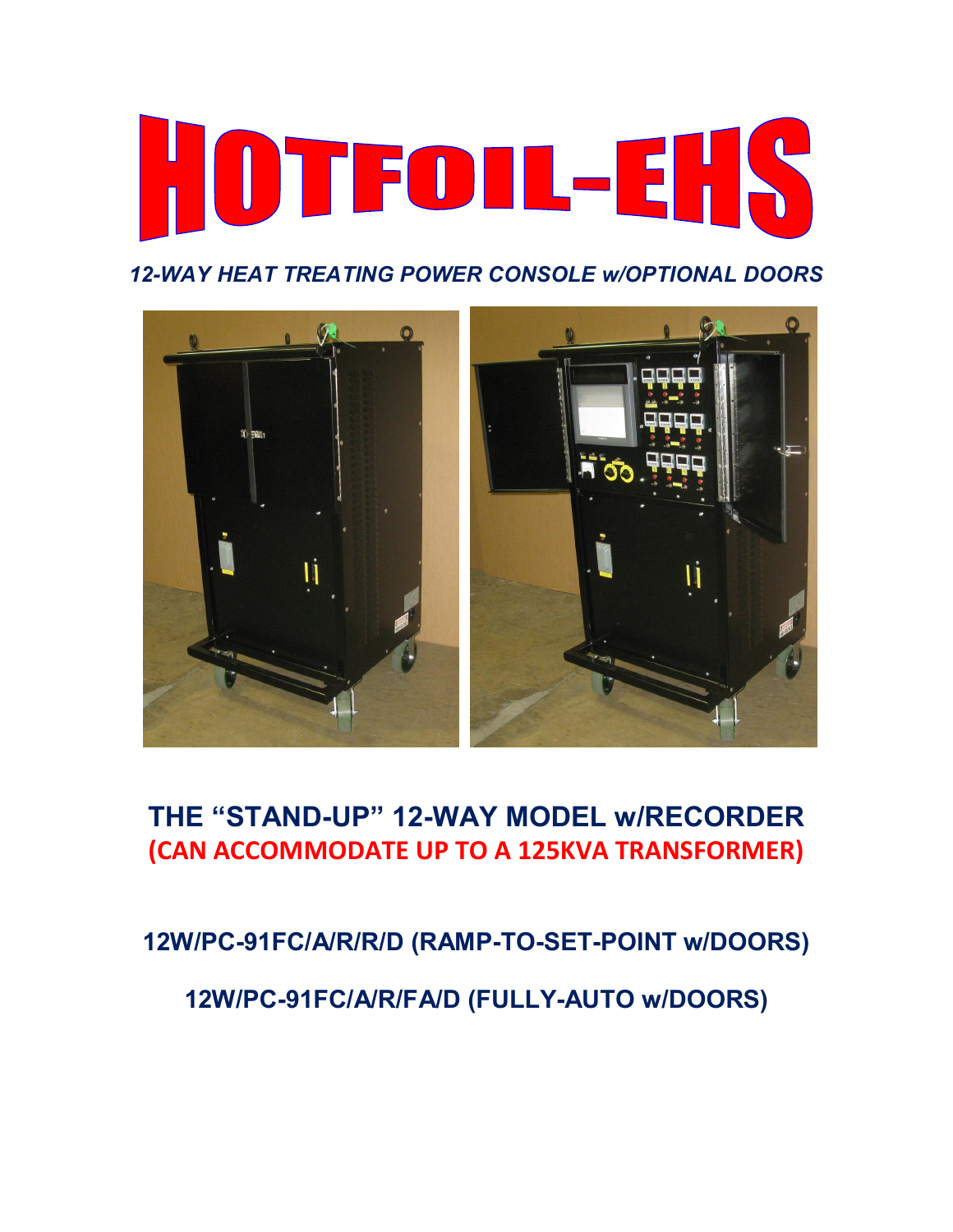# HOTFOIL-EHS

*12-WAY HEAT TREATING POWER CONSOLE w/OPTIONAL DOORS*

## THE "STAND-UP" 12-WAY MODEL w/RECORDER

**(CAN ACCOMMODATE UP TO A 125KVA TRANSFORMER)**

**12W/PC-91FC/A/R/R/D (RAMP-TO-SET-POINT w/DOORS)**

**12W/PC-91FC/A/R/FA/D (FULLY-AUTO w/DOORS)**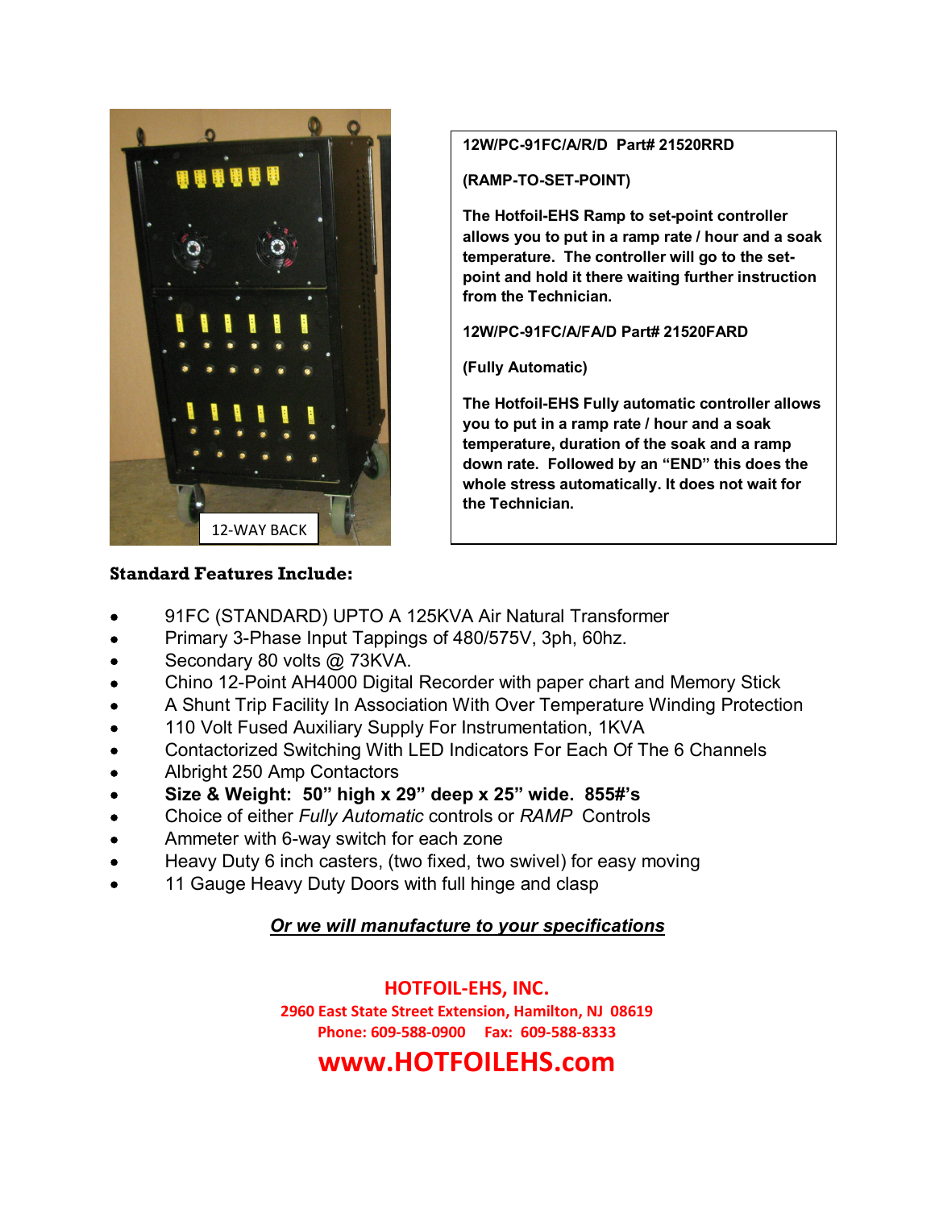12-WAY BACK

**12W/PC-91FC/A/R/D Part# 21520RRD**

**(RAMP-TO-SET-POINT)**

**The Hotfoil-EHS Ramp to set-point controller allows you to put in a ramp rate / hour and a soak temperature. The controller will go to the set-point and hold it there waiting further instruction from the Technician.**

**12W/PC-91FC/A/FA/D Part# 21520FARD**

**(Fully Automatic)**

**The Hotfoil-EHS Fully automatic controller allows you to put in a ramp rate / hour and a soak temperature, duration of the soak and a ramp down rate. Followed by an "END" this does the whole stress automatically. It does not wait for the Technician.**

### Standard Features Include:

- 91FC (STANDARD) UPTO A 125KVA Air Natural Transformer
- Primary 3-Phase Input Tappings of 480/575V, 3ph, 60hz.
- Secondary 80 volts @ 73KVA.
- Chino 12-Point AH4000 Digital Recorder with paper chart and Memory Stick
- A Shunt Trip Facility In Association With Over Temperature Winding Protection
- 110 Volt Fused Auxiliary Supply For Instrumentation, 1KVA
- Contactorized Switching With LED Indicators For Each Of The 6 Channels
- Albright 250 Amp Contactors
- **Size & Weight: 50" high x 29" deep x 25" wide. 855#'s**
- Choice of either *Fully Automatic* controls or *RAMP* Controls
- Ammeter with 6-way switch for each zone
- Heavy Duty 6 inch casters, (two fixed, two swivel) for easy moving
- 11 Gauge Heavy Duty Doors with full hinge and clasp

***Or we will manufacture to your specifications***

**HOTFOIL-EHS, INC.**
**2960 East State Street Extension, Hamilton, NJ 08619**
**Phone: 609-588-0900 Fax: 609-588-8333**

## www.HOTFOILEHS.com